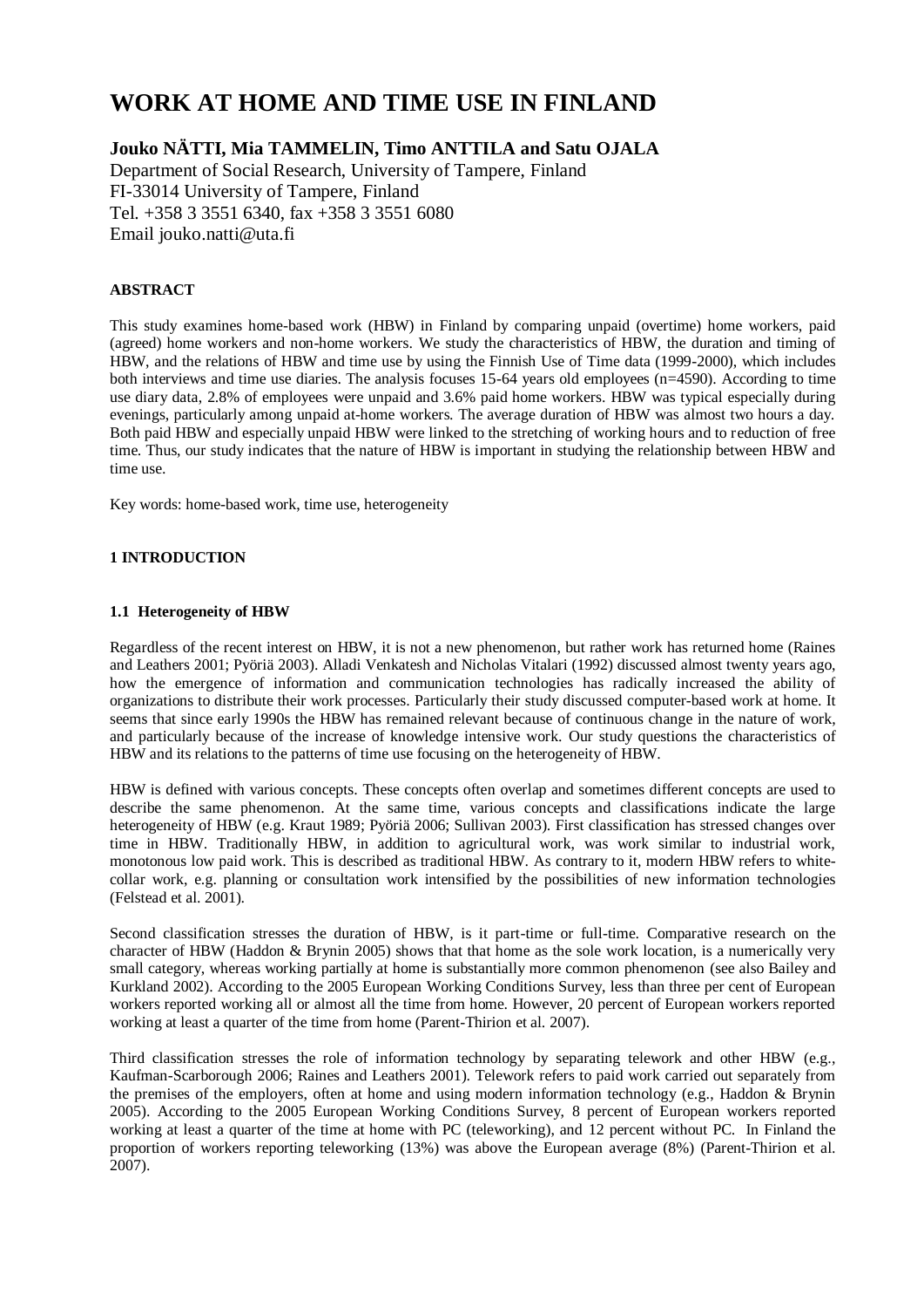# WORK AT HOME AND TIME USE IN FINLAND

**Jouko NÄTTI, Mia TAMMELIN, Timo ANTTILA and Satu OJALA**

Department of Social Research, University of Tampere, Finland
FI-33014 University of Tampere, Finland
Tel. +358 3 3551 6340, fax +358 3 3551 6080
Email jouko.natti@uta.fi

**ABSTRACT**

This study examines home-based work (HBW) in Finland by comparing unpaid (overtime) home workers, paid (agreed) home workers and non-home workers. We study the characteristics of HBW, the duration and timing of HBW, and the relations of HBW and time use by using the Finnish Use of Time data (1999-2000), which includes both interviews and time use diaries. The analysis focuses 15-64 years old employees (n=4590). According to time use diary data, 2.8% of employees were unpaid and 3.6% paid home workers. HBW was typical especially during evenings, particularly among unpaid at-home workers. The average duration of HBW was almost two hours a day. Both paid HBW and especially unpaid HBW were linked to the stretching of working hours and to reduction of free time. Thus, our study indicates that the nature of HBW is important in studying the relationship between HBW and time use.

Key words: home-based work, time use, heterogeneity

## 1 INTRODUCTION

### 1.1 Heterogeneity of HBW

Regardless of the recent interest on HBW, it is not a new phenomenon, but rather work has returned home (Raines and Leathers 2001; Pyöriä 2003). Alladi Venkatesh and Nicholas Vitalari (1992) discussed almost twenty years ago, how the emergence of information and communication technologies has radically increased the ability of organizations to distribute their work processes. Particularly their study discussed computer-based work at home. It seems that since early 1990s the HBW has remained relevant because of continuous change in the nature of work, and particularly because of the increase of knowledge intensive work. Our study questions the characteristics of HBW and its relations to the patterns of time use focusing on the heterogeneity of HBW.

HBW is defined with various concepts. These concepts often overlap and sometimes different concepts are used to describe the same phenomenon. At the same time, various concepts and classifications indicate the large heterogeneity of HBW (e.g. Kraut 1989; Pyöriä 2006; Sullivan 2003). First classification has stressed changes over time in HBW. Traditionally HBW, in addition to agricultural work, was work similar to industrial work, monotonous low paid work. This is described as traditional HBW. As contrary to it, modern HBW refers to white-collar work, e.g. planning or consultation work intensified by the possibilities of new information technologies (Felstead et al. 2001).

Second classification stresses the duration of HBW, is it part-time or full-time. Comparative research on the character of HBW (Haddon & Brynin 2005) shows that that home as the sole work location, is a numerically very small category, whereas working partially at home is substantially more common phenomenon (see also Bailey and Kurkland 2002). According to the 2005 European Working Conditions Survey, less than three per cent of European workers reported working all or almost all the time from home. However, 20 percent of European workers reported working at least a quarter of the time from home (Parent-Thirion et al. 2007).

Third classification stresses the role of information technology by separating telework and other HBW (e.g., Kaufman-Scarborough 2006; Raines and Leathers 2001). Telework refers to paid work carried out separately from the premises of the employers, often at home and using modern information technology (e.g., Haddon & Brynin 2005). According to the 2005 European Working Conditions Survey, 8 percent of European workers reported working at least a quarter of the time at home with PC (teleworking), and 12 percent without PC. In Finland the proportion of workers reporting teleworking (13%) was above the European average (8%) (Parent-Thirion et al. 2007).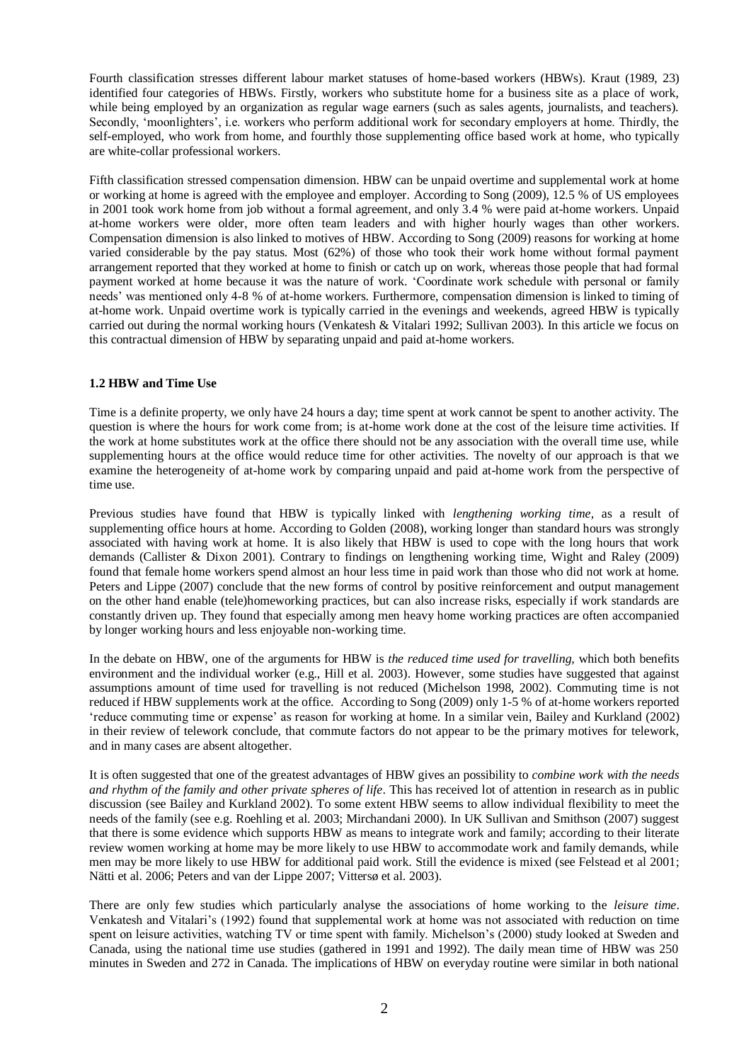Fourth classification stresses different labour market statuses of home-based workers (HBWs). Kraut (1989, 23) identified four categories of HBWs. Firstly, workers who substitute home for a business site as a place of work, while being employed by an organization as regular wage earners (such as sales agents, journalists, and teachers). Secondly, 'moonlighters', i.e. workers who perform additional work for secondary employers at home. Thirdly, the self-employed, who work from home, and fourthly those supplementing office based work at home, who typically are white-collar professional workers.

Fifth classification stressed compensation dimension. HBW can be unpaid overtime and supplemental work at home or working at home is agreed with the employee and employer. According to Song (2009), 12.5 % of US employees in 2001 took work home from job without a formal agreement, and only 3.4 % were paid at-home workers. Unpaid at-home workers were older, more often team leaders and with higher hourly wages than other workers. Compensation dimension is also linked to motives of HBW. According to Song (2009) reasons for working at home varied considerable by the pay status. Most (62%) of those who took their work home without formal payment arrangement reported that they worked at home to finish or catch up on work, whereas those people that had formal payment worked at home because it was the nature of work. 'Coordinate work schedule with personal or family needs' was mentioned only 4-8 % of at-home workers. Furthermore, compensation dimension is linked to timing of at-home work. Unpaid overtime work is typically carried in the evenings and weekends, agreed HBW is typically carried out during the normal working hours (Venkatesh & Vitalari 1992; Sullivan 2003). In this article we focus on this contractual dimension of HBW by separating unpaid and paid at-home workers.

### 1.2 HBW and Time Use

Time is a definite property, we only have 24 hours a day; time spent at work cannot be spent to another activity. The question is where the hours for work come from; is at-home work done at the cost of the leisure time activities. If the work at home substitutes work at the office there should not be any association with the overall time use, while supplementing hours at the office would reduce time for other activities. The novelty of our approach is that we examine the heterogeneity of at-home work by comparing unpaid and paid at-home work from the perspective of time use.

Previous studies have found that HBW is typically linked with *lengthening working time*, as a result of supplementing office hours at home. According to Golden (2008), working longer than standard hours was strongly associated with having work at home. It is also likely that HBW is used to cope with the long hours that work demands (Callister & Dixon 2001). Contrary to findings on lengthening working time, Wight and Raley (2009) found that female home workers spend almost an hour less time in paid work than those who did not work at home. Peters and Lippe (2007) conclude that the new forms of control by positive reinforcement and output management on the other hand enable (tele)homeworking practices, but can also increase risks, especially if work standards are constantly driven up. They found that especially among men heavy home working practices are often accompanied by longer working hours and less enjoyable non-working time.

In the debate on HBW, one of the arguments for HBW is *the reduced time used for travelling*, which both benefits environment and the individual worker (e.g., Hill et al. 2003). However, some studies have suggested that against assumptions amount of time used for travelling is not reduced (Michelson 1998, 2002). Commuting time is not reduced if HBW supplements work at the office. According to Song (2009) only 1-5 % of at-home workers reported 'reduce commuting time or expense' as reason for working at home. In a similar vein, Bailey and Kurkland (2002) in their review of telework conclude, that commute factors do not appear to be the primary motives for telework, and in many cases are absent altogether.

It is often suggested that one of the greatest advantages of HBW gives an possibility to *combine work with the needs and rhythm of the family and other private spheres of life*. This has received lot of attention in research as in public discussion (see Bailey and Kurkland 2002). To some extent HBW seems to allow individual flexibility to meet the needs of the family (see e.g. Roehling et al. 2003; Mirchandani 2000). In UK Sullivan and Smithson (2007) suggest that there is some evidence which supports HBW as means to integrate work and family; according to their literate review women working at home may be more likely to use HBW to accommodate work and family demands, while men may be more likely to use HBW for additional paid work. Still the evidence is mixed (see Felstead et al 2001; Nätti et al. 2006; Peters and van der Lippe 2007; Vittersø et al. 2003).

There are only few studies which particularly analyse the associations of home working to the *leisure time*. Venkatesh and Vitalari's (1992) found that supplemental work at home was not associated with reduction on time spent on leisure activities, watching TV or time spent with family. Michelson's (2000) study looked at Sweden and Canada, using the national time use studies (gathered in 1991 and 1992). The daily mean time of HBW was 250 minutes in Sweden and 272 in Canada. The implications of HBW on everyday routine were similar in both national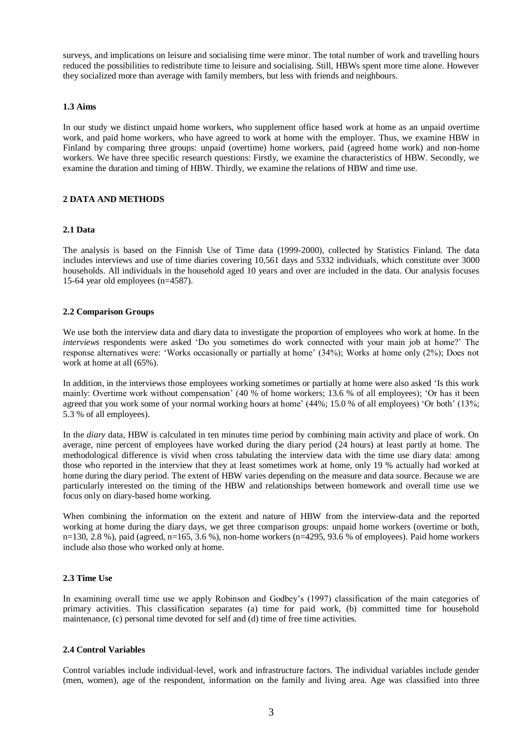surveys, and implications on leisure and socialising time were minor. The total number of work and travelling hours reduced the possibilities to redistribute time to leisure and socialising. Still, HBWs spent more time alone. However they socialized more than average with family members, but less with friends and neighbours.

### 1.3 Aims

In our study we distinct unpaid home workers, who supplement office based work at home as an unpaid overtime work, and paid home workers, who have agreed to work at home with the employer. Thus, we examine HBW in Finland by comparing three groups: unpaid (overtime) home workers, paid (agreed home work) and non-home workers. We have three specific research questions: Firstly, we examine the characteristics of HBW. Secondly, we examine the duration and timing of HBW. Thirdly, we examine the relations of HBW and time use.

## 2 DATA AND METHODS

### 2.1 Data

The analysis is based on the Finnish Use of Time data (1999-2000), collected by Statistics Finland. The data includes interviews and use of time diaries covering 10,561 days and 5332 individuals, which constitute over 3000 households. All individuals in the household aged 10 years and over are included in the data. Our analysis focuses 15-64 year old employees (n=4587).

### 2.2 Comparison Groups

We use both the interview data and diary data to investigate the proportion of employees who work at home. In the *interviews* respondents were asked 'Do you sometimes do work connected with your main job at home?' The response alternatives were: 'Works occasionally or partially at home' (34%); Works at home only (2%); Does not work at home at all (65%).

In addition, in the interviews those employees working sometimes or partially at home were also asked 'Is this work mainly: Overtime work without compensation' (40 % of home workers; 13.6 % of all employees); 'Or has it been agreed that you work some of your normal working hours at home' (44%; 15.0 % of all employees) 'Or both' (13%; 5.3 % of all employees).

In the *diary* data, HBW is calculated in ten minutes time period by combining main activity and place of work. On average, nine percent of employees have worked during the diary period (24 hours) at least partly at home. The methodological difference is vivid when cross tabulating the interview data with the time use diary data: among those who reported in the interview that they at least sometimes work at home, only 19 % actually had worked at home during the diary period. The extent of HBW varies depending on the measure and data source. Because we are particularly interested on the timing of the HBW and relationships between homework and overall time use we focus only on diary-based home working.

When combining the information on the extent and nature of HBW from the interview-data and the reported working at home during the diary days, we get three comparison groups: unpaid home workers (overtime or both, n=130, 2.8 %), paid (agreed, n=165, 3.6 %), non-home workers (n=4295, 93.6 % of employees). Paid home workers include also those who worked only at home.

### 2.3 Time Use

In examining overall time use we apply Robinson and Godbey's (1997) classification of the main categories of primary activities. This classification separates (a) time for paid work, (b) committed time for household maintenance, (c) personal time devoted for self and (d) time of free time activities.

### 2.4 Control Variables

Control variables include individual-level, work and infrastructure factors. The individual variables include gender (men, women), age of the respondent, information on the family and living area. Age was classified into three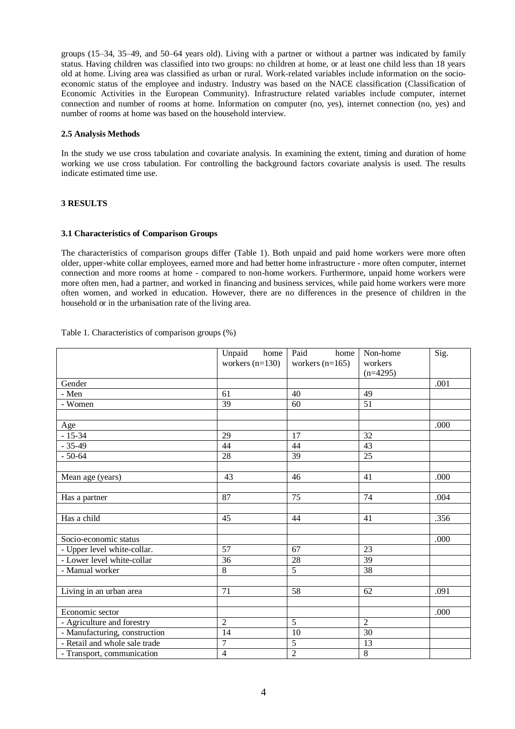groups (15–34, 35–49, and 50–64 years old). Living with a partner or without a partner was indicated by family status. Having children was classified into two groups: no children at home, or at least one child less than 18 years old at home. Living area was classified as urban or rural. Work-related variables include information on the socio-economic status of the employee and industry. Industry was based on the NACE classification (Classification of Economic Activities in the European Community). Infrastructure related variables include computer, internet connection and number of rooms at home. Information on computer (no, yes), internet connection (no, yes) and number of rooms at home was based on the household interview.

### 2.5 Analysis Methods

In the study we use cross tabulation and covariate analysis. In examining the extent, timing and duration of home working we use cross tabulation. For controlling the background factors covariate analysis is used. The results indicate estimated time use.

## 3 RESULTS

### 3.1 Characteristics of Comparison Groups

The characteristics of comparison groups differ (Table 1). Both unpaid and paid home workers were more often older, upper-white collar employees, earned more and had better home infrastructure - more often computer, internet connection and more rooms at home - compared to non-home workers. Furthermore, unpaid home workers were more often men, had a partner, and worked in financing and business services, while paid home workers were more often women, and worked in education. However, there are no differences in the presence of children in the household or in the urbanisation rate of the living area.

Table 1. Characteristics of comparison groups (%)

| | Unpaid home workers (n=130) | Paid home workers (n=165) | Non-home workers (n=4295) | Sig. |
|---|---|---|---|---|
| Gender | | | | .001 |
| - Men | 61 | 40 | 49 | |
| - Women | 39 | 60 | 51 | |
| | | | | |
| Age | | | | .000 |
| - 15-34 | 29 | 17 | 32 | |
| - 35-49 | 44 | 44 | 43 | |
| - 50-64 | 28 | 39 | 25 | |
| | | | | |
| Mean age (years) | 43 | 46 | 41 | .000 |
| | | | | |
| Has a partner | 87 | 75 | 74 | .004 |
| | | | | |
| Has a child | 45 | 44 | 41 | .356 |
| | | | | |
| Socio-economic status | | | | .000 |
| - Upper level white-collar. | 57 | 67 | 23 | |
| - Lower level white-collar | 36 | 28 | 39 | |
| - Manual worker | 8 | 5 | 38 | |
| | | | | |
| Living in an urban area | 71 | 58 | 62 | .091 |
| | | | | |
| Economic sector | | | | .000 |
| - Agriculture and forestry | 2 | 5 | 2 | |
| - Manufacturing, construction | 14 | 10 | 30 | |
| - Retail and whole sale trade | 7 | 5 | 13 | |
| - Transport, communication | 4 | 2 | 8 | |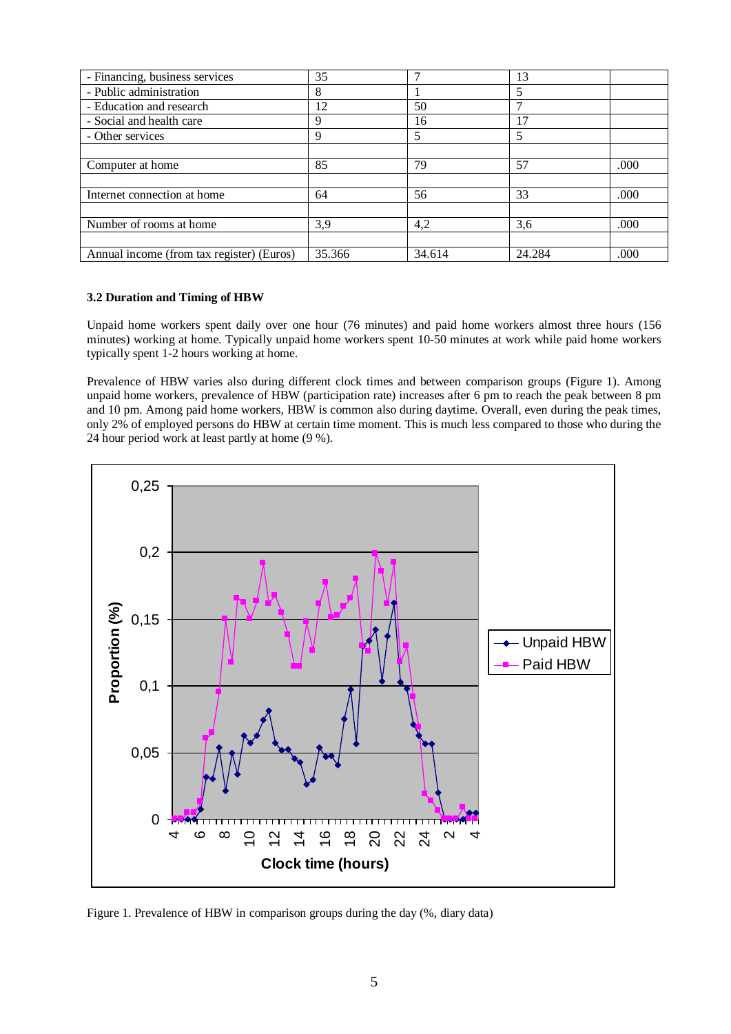| | | | | |
|---|---|---|---|---|
| - Financing, business services | 35 | 7 | 13 | |
| - Public administration | 8 | 1 | 5 | |
| - Education and research | 12 | 50 | 7 | |
| - Social and health care | 9 | 16 | 17 | |
| - Other services | 9 | 5 | 5 | |
| | | | | |
| Computer at home | 85 | 79 | 57 | .000 |
| | | | | |
| Internet connection at home | 64 | 56 | 33 | .000 |
| | | | | |
| Number of rooms at home | 3,9 | 4,2 | 3,6 | .000 |
| | | | | |
| Annual income (from tax register) (Euros) | 35.366 | 34.614 | 24.284 | .000 |

### 3.2 Duration and Timing of HBW

Unpaid home workers spent daily over one hour (76 minutes) and paid home workers almost three hours (156 minutes) working at home. Typically unpaid home workers spent 10-50 minutes at work while paid home workers typically spent 1-2 hours working at home.

Prevalence of HBW varies also during different clock times and between comparison groups (Figure 1). Among unpaid home workers, prevalence of HBW (participation rate) increases after 6 pm to reach the peak between 8 pm and 10 pm. Among paid home workers, HBW is common also during daytime. Overall, even during the peak times, only 2% of employed persons do HBW at certain time moment. This is much less compared to those who during the 24 hour period work at least partly at home (9 %).

Figure 1. Prevalence of HBW in comparison groups during the day (%, diary data)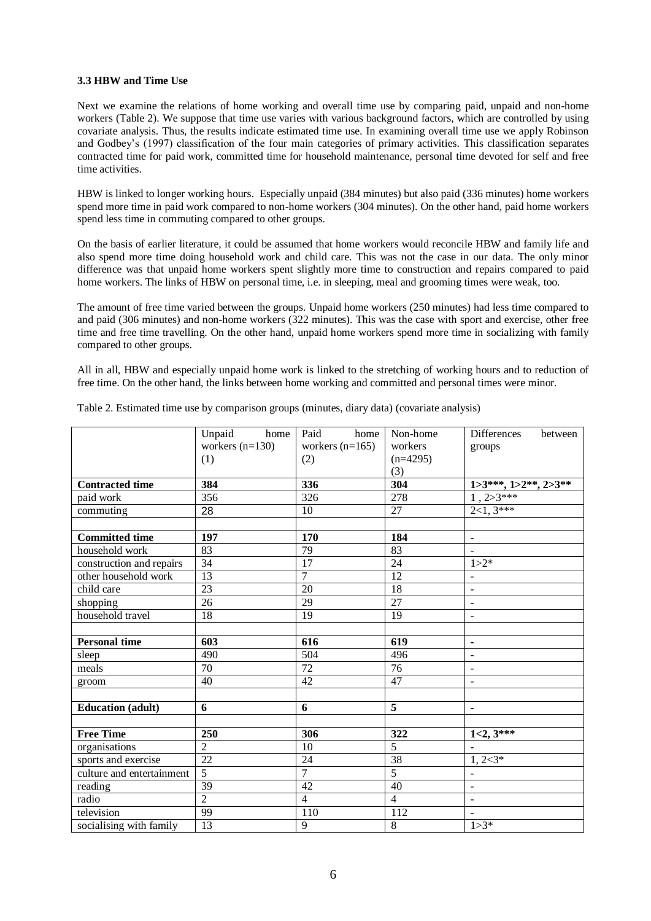### 3.3 HBW and Time Use

Next we examine the relations of home working and overall time use by comparing paid, unpaid and non-home workers (Table 2). We suppose that time use varies with various background factors, which are controlled by using covariate analysis. Thus, the results indicate estimated time use. In examining overall time use we apply Robinson and Godbey's (1997) classification of the four main categories of primary activities. This classification separates contracted time for paid work, committed time for household maintenance, personal time devoted for self and free time activities.

HBW is linked to longer working hours. Especially unpaid (384 minutes) but also paid (336 minutes) home workers spend more time in paid work compared to non-home workers (304 minutes). On the other hand, paid home workers spend less time in commuting compared to other groups.

On the basis of earlier literature, it could be assumed that home workers would reconcile HBW and family life and also spend more time doing household work and child care. This was not the case in our data. The only minor difference was that unpaid home workers spent slightly more time to construction and repairs compared to paid home workers. The links of HBW on personal time, i.e. in sleeping, meal and grooming times were weak, too.

The amount of free time varied between the groups. Unpaid home workers (250 minutes) had less time compared to and paid (306 minutes) and non-home workers (322 minutes). This was the case with sport and exercise, other free time and free time travelling. On the other hand, unpaid home workers spend more time in socializing with family compared to other groups.

All in all, HBW and especially unpaid home work is linked to the stretching of working hours and to reduction of free time. On the other hand, the links between home working and committed and personal times were minor.

Table 2. Estimated time use by comparison groups (minutes, diary data) (covariate analysis)

| | Unpaid home workers (n=130) (1) | Paid home workers (n=165) (2) | Non-home workers (n=4295) (3) | Differences between groups |
|---|---|---|---|---|
| **Contracted time** | **384** | **336** | **304** | **1>3\*\*\*, 1>2\*\*, 2>3\*\*** |
| paid work | 356 | 326 | 278 | 1 , 2>3*** |
| commuting | 28 | 10 | 27 | 2<1, 3*** |
| | | | | |
| **Committed time** | **197** | **170** | **184** | **-** |
| household work | 83 | 79 | 83 | - |
| construction and repairs | 34 | 17 | 24 | 1>2* |
| other household work | 13 | 7 | 12 | - |
| child care | 23 | 20 | 18 | - |
| shopping | 26 | 29 | 27 | - |
| household travel | 18 | 19 | 19 | - |
| | | | | |
| **Personal time** | **603** | **616** | **619** | **-** |
| sleep | 490 | 504 | 496 | - |
| meals | 70 | 72 | 76 | - |
| groom | 40 | 42 | 47 | - |
| | | | | |
| **Education (adult)** | **6** | **6** | **5** | **-** |
| | | | | |
| **Free Time** | **250** | **306** | **322** | **1<2, 3\*\*\*** |
| organisations | 2 | 10 | 5 | - |
| sports and exercise | 22 | 24 | 38 | 1, 2<3* |
| culture and entertainment | 5 | 7 | 5 | - |
| reading | 39 | 42 | 40 | - |
| radio | 2 | 4 | 4 | - |
| television | 99 | 110 | 112 | - |
| socialising with family | 13 | 9 | 8 | 1>3* |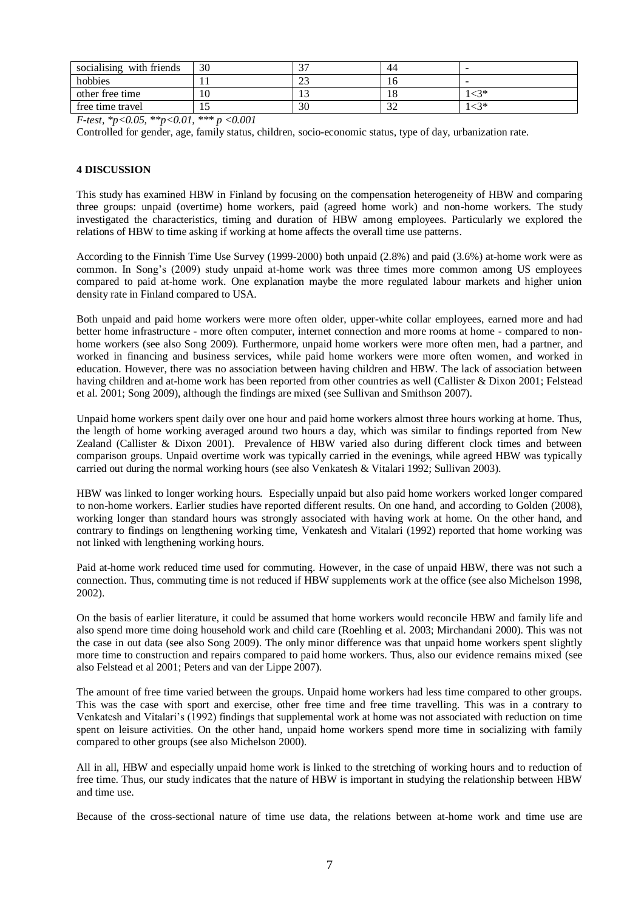| socialising with friends | 30 | 37 | 44 | - |
|---|---|---|---|---|
| hobbies | 11 | 23 | 16 | - |
| other free time | 10 | 13 | 18 | 1<3* |
| free time travel | 15 | 30 | 32 | 1<3* |

*F-test, \*p<0.05, \*\*p<0.01, \*\*\* p <0.001*

Controlled for gender, age, family status, children, socio-economic status, type of day, urbanization rate.

## 4 DISCUSSION

This study has examined HBW in Finland by focusing on the compensation heterogeneity of HBW and comparing three groups: unpaid (overtime) home workers, paid (agreed home work) and non-home workers. The study investigated the characteristics, timing and duration of HBW among employees. Particularly we explored the relations of HBW to time asking if working at home affects the overall time use patterns.

According to the Finnish Time Use Survey (1999-2000) both unpaid (2.8%) and paid (3.6%) at-home work were as common. In Song's (2009) study unpaid at-home work was three times more common among US employees compared to paid at-home work. One explanation maybe the more regulated labour markets and higher union density rate in Finland compared to USA.

Both unpaid and paid home workers were more often older, upper-white collar employees, earned more and had better home infrastructure - more often computer, internet connection and more rooms at home - compared to non-home workers (see also Song 2009). Furthermore, unpaid home workers were more often men, had a partner, and worked in financing and business services, while paid home workers were more often women, and worked in education. However, there was no association between having children and HBW. The lack of association between having children and at-home work has been reported from other countries as well (Callister & Dixon 2001; Felstead et al. 2001; Song 2009), although the findings are mixed (see Sullivan and Smithson 2007).

Unpaid home workers spent daily over one hour and paid home workers almost three hours working at home. Thus, the length of home working averaged around two hours a day, which was similar to findings reported from New Zealand (Callister & Dixon 2001). Prevalence of HBW varied also during different clock times and between comparison groups. Unpaid overtime work was typically carried in the evenings, while agreed HBW was typically carried out during the normal working hours (see also Venkatesh & Vitalari 1992; Sullivan 2003).

HBW was linked to longer working hours. Especially unpaid but also paid home workers worked longer compared to non-home workers. Earlier studies have reported different results. On one hand, and according to Golden (2008), working longer than standard hours was strongly associated with having work at home. On the other hand, and contrary to findings on lengthening working time, Venkatesh and Vitalari (1992) reported that home working was not linked with lengthening working hours.

Paid at-home work reduced time used for commuting. However, in the case of unpaid HBW, there was not such a connection. Thus, commuting time is not reduced if HBW supplements work at the office (see also Michelson 1998, 2002).

On the basis of earlier literature, it could be assumed that home workers would reconcile HBW and family life and also spend more time doing household work and child care (Roehling et al. 2003; Mirchandani 2000). This was not the case in out data (see also Song 2009). The only minor difference was that unpaid home workers spent slightly more time to construction and repairs compared to paid home workers. Thus, also our evidence remains mixed (see also Felstead et al 2001; Peters and van der Lippe 2007).

The amount of free time varied between the groups. Unpaid home workers had less time compared to other groups. This was the case with sport and exercise, other free time and free time travelling. This was in a contrary to Venkatesh and Vitalari's (1992) findings that supplemental work at home was not associated with reduction on time spent on leisure activities. On the other hand, unpaid home workers spend more time in socializing with family compared to other groups (see also Michelson 2000).

All in all, HBW and especially unpaid home work is linked to the stretching of working hours and to reduction of free time. Thus, our study indicates that the nature of HBW is important in studying the relationship between HBW and time use.

Because of the cross-sectional nature of time use data, the relations between at-home work and time use are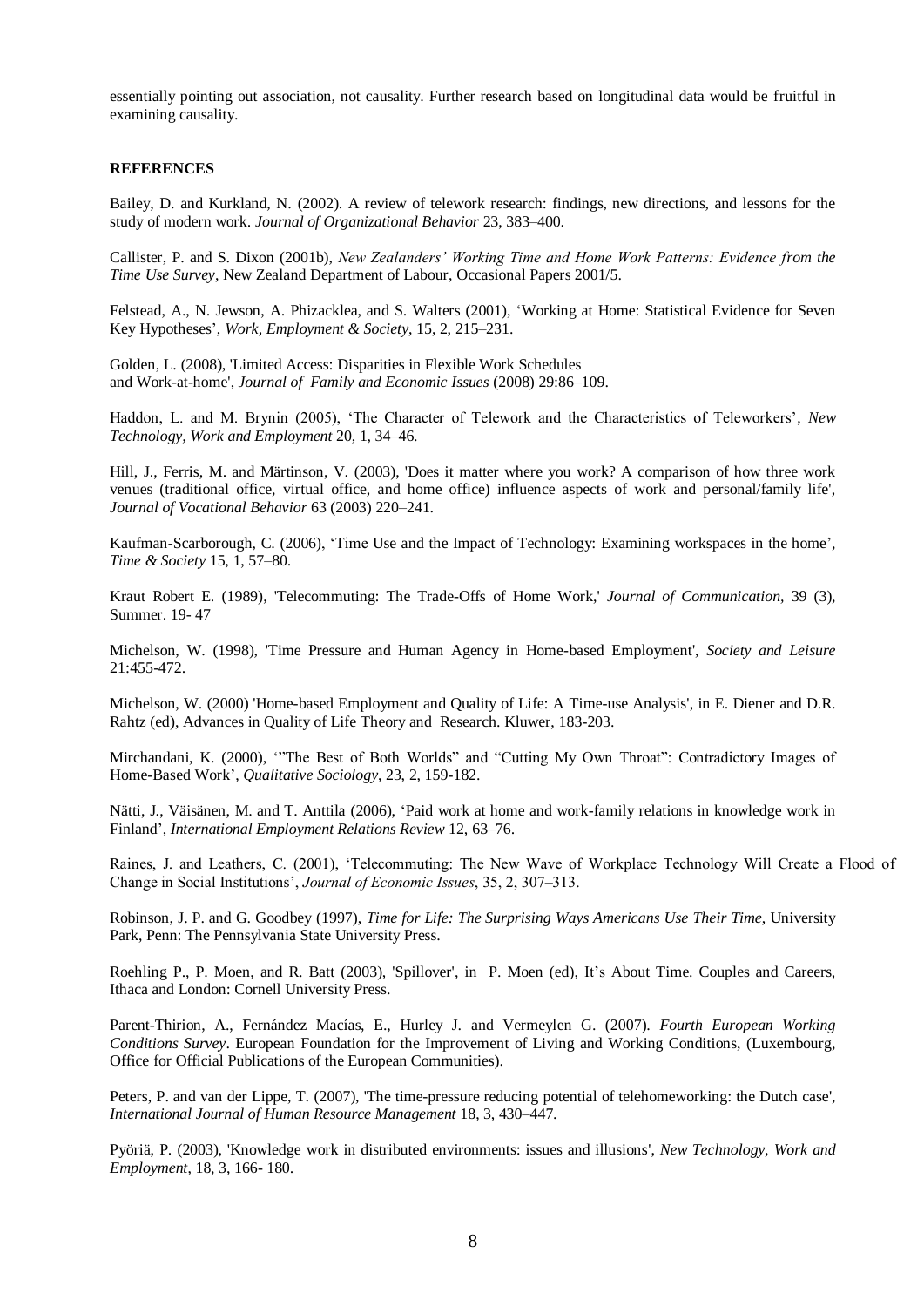essentially pointing out association, not causality. Further research based on longitudinal data would be fruitful in examining causality.

**REFERENCES**

Bailey, D. and Kurkland, N. (2002). A review of telework research: findings, new directions, and lessons for the study of modern work. *Journal of Organizational Behavior* 23, 383–400.

Callister, P. and S. Dixon (2001b), *New Zealanders' Working Time and Home Work Patterns: Evidence from the Time Use Survey*, New Zealand Department of Labour, Occasional Papers 2001/5.

Felstead, A., N. Jewson, A. Phizacklea, and S. Walters (2001), 'Working at Home: Statistical Evidence for Seven Key Hypotheses', *Work, Employment & Society*, 15, 2, 215–231.

Golden, L. (2008), 'Limited Access: Disparities in Flexible Work Schedules and Work-at-home', *Journal of Family and Economic Issues* (2008) 29:86–109.

Haddon, L. and M. Brynin (2005), 'The Character of Telework and the Characteristics of Teleworkers', *New Technology, Work and Employment* 20, 1, 34–46.

Hill, J., Ferris, M. and Märtinson, V. (2003), 'Does it matter where you work? A comparison of how three work venues (traditional office, virtual office, and home office) influence aspects of work and personal/family life', *Journal of Vocational Behavior* 63 (2003) 220–241.

Kaufman-Scarborough, C. (2006), 'Time Use and the Impact of Technology: Examining workspaces in the home', *Time & Society* 15, 1, 57–80.

Kraut Robert E. (1989), 'Telecommuting: The Trade-Offs of Home Work,' *Journal of Communication*, 39 (3), Summer. 19- 47

Michelson, W. (1998), 'Time Pressure and Human Agency in Home-based Employment', *Society and Leisure* 21:455-472.

Michelson, W. (2000) 'Home-based Employment and Quality of Life: A Time-use Analysis', in E. Diener and D.R. Rahtz (ed), Advances in Quality of Life Theory and Research. Kluwer, 183-203.

Mirchandani, K. (2000), '"The Best of Both Worlds" and "Cutting My Own Throat": Contradictory Images of Home-Based Work', *Qualitative Sociology*, 23, 2, 159-182.

Nätti, J., Väisänen, M. and T. Anttila (2006), 'Paid work at home and work-family relations in knowledge work in Finland', *International Employment Relations Review* 12, 63–76.

Raines, J. and Leathers, C. (2001), 'Telecommuting: The New Wave of Workplace Technology Will Create a Flood of Change in Social Institutions', *Journal of Economic Issues*, 35, 2, 307–313.

Robinson, J. P. and G. Goodbey (1997), *Time for Life: The Surprising Ways Americans Use Their Time*, University Park, Penn: The Pennsylvania State University Press.

Roehling P., P. Moen, and R. Batt (2003), 'Spillover', in P. Moen (ed), It's About Time. Couples and Careers, Ithaca and London: Cornell University Press.

Parent-Thirion, A., Fernández Macías, E., Hurley J. and Vermeylen G. (2007). *Fourth European Working Conditions Survey*. European Foundation for the Improvement of Living and Working Conditions, (Luxembourg, Office for Official Publications of the European Communities).

Peters, P. and van der Lippe, T. (2007), 'The time-pressure reducing potential of telehomeworking: the Dutch case', *International Journal of Human Resource Management* 18, 3, 430–447.

Pyöriä, P. (2003), 'Knowledge work in distributed environments: issues and illusions', *New Technology, Work and Employment*, 18, 3, 166- 180.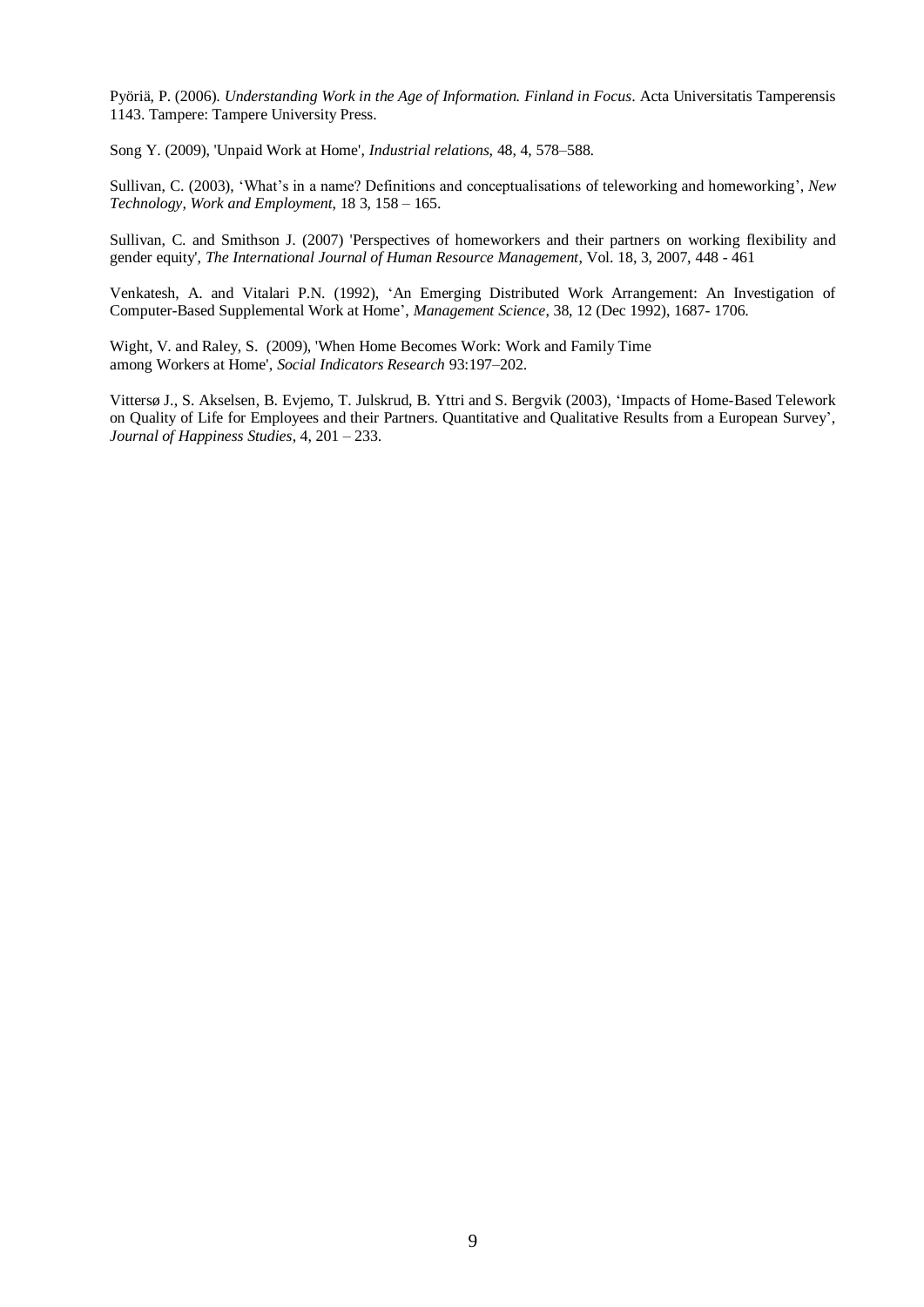Pyöriä, P. (2006). *Understanding Work in the Age of Information. Finland in Focus*. Acta Universitatis Tamperensis 1143. Tampere: Tampere University Press.

Song Y. (2009), 'Unpaid Work at Home', *Industrial relations*, 48, 4, 578–588.

Sullivan, C. (2003), 'What's in a name? Definitions and conceptualisations of teleworking and homeworking', *New Technology, Work and Employment*, 18 3, 158 – 165.

Sullivan, C. and Smithson J. (2007) 'Perspectives of homeworkers and their partners on working flexibility and gender equity', *The International Journal of Human Resource Management*, Vol. 18, 3, 2007, 448 - 461

Venkatesh, A. and Vitalari P.N. (1992), 'An Emerging Distributed Work Arrangement: An Investigation of Computer-Based Supplemental Work at Home', *Management Science*, 38, 12 (Dec 1992), 1687- 1706.

Wight, V. and Raley, S. (2009), 'When Home Becomes Work: Work and Family Time among Workers at Home', *Social Indicators Research* 93:197–202.

Vittersø J., S. Akselsen, B. Evjemo, T. Julskrud, B. Yttri and S. Bergvik (2003), 'Impacts of Home-Based Telework on Quality of Life for Employees and their Partners. Quantitative and Qualitative Results from a European Survey', *Journal of Happiness Studies*, 4, 201 – 233.